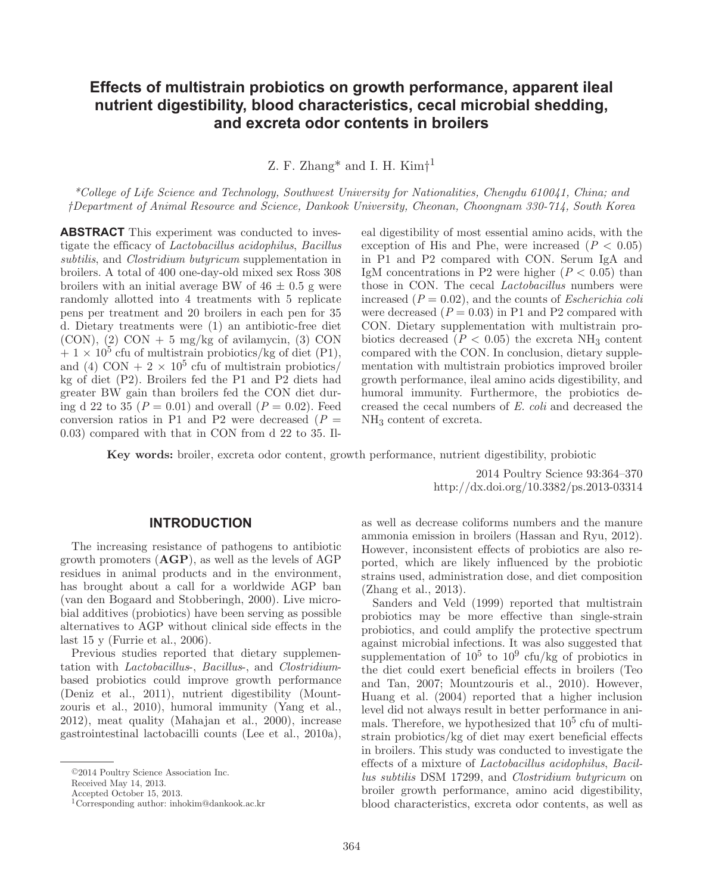# Effects of multistrain probiotics on growth performance, apparent ileal nutrient digestibility, blood characteristics, cecal microbial shedding, and excreta odor contents in broilers

Z. F. Zhang* and I. H. Kim†[1]

*\*College of Life Science and Technology, Southwest University for Nationalities, Chengdu 610041, China; and †Department of Animal Resource and Science, Dankook University, Cheonan, Choongnam 330-714, South Korea*

**ABSTRACT** This experiment was conducted to investigate the efficacy of *Lactobacillus acidophilus*, *Bacillus subtilis*, and *Clostridium butyricum* supplementation in broilers. A total of 400 one-day-old mixed sex Ross 308 broilers with an initial average BW of 46 ± 0.5 g were randomly allotted into 4 treatments with 5 replicate pens per treatment and 20 broilers in each pen for 35 d. Dietary treatments were (1) an antibiotic-free diet (CON), (2) CON + 5 mg/kg of avilamycin, (3) CON + $1 \times 10^5$ cfu of multistrain probiotics/kg of diet (P1), and (4) CON + $2 \times 10^5$ cfu of multistrain probiotics/kg of diet (P2). Broilers fed the P1 and P2 diets had greater BW gain than broilers fed the CON diet during d 22 to 35 ($P = 0.01$) and overall ($P = 0.02$). Feed conversion ratios in P1 and P2 were decreased ($P = 0.03$) compared with that in CON from d 22 to 35. Ileal digestibility of most essential amino acids, with the exception of His and Phe, were increased ($P < 0.05$) in P1 and P2 compared with CON. Serum IgA and IgM concentrations in P2 were higher ($P < 0.05$) than those in CON. The cecal *Lactobacillus* numbers were increased ($P = 0.02$), and the counts of *Escherichia coli* were decreased ($P = 0.03$) in P1 and P2 compared with CON. Dietary supplementation with multistrain probiotics decreased ($P < 0.05$) the excreta $NH_3$ content compared with the CON. In conclusion, dietary supplementation with multistrain probiotics improved broiler growth performance, ileal amino acids digestibility, and humoral immunity. Furthermore, the probiotics decreased the cecal numbers of *E. coli* and decreased the $NH_3$ content of excreta.

**Key words:** broiler, excreta odor content, growth performance, nutrient digestibility, probiotic

2014 Poultry Science 93:364–370
http://dx.doi.org/10.3382/ps.2013-03314

## INTRODUCTION

The increasing resistance of pathogens to antibiotic growth promoters (**AGP**), as well as the levels of AGP residues in animal products and in the environment, has brought about a call for a worldwide AGP ban (van den Bogaard and Stobberingh, 2000). Live microbial additives (probiotics) have been serving as possible alternatives to AGP without clinical side effects in the last 15 y (Furrie et al., 2006).

Previous studies reported that dietary supplementation with *Lactobacillus*-, *Bacillus*-, and *Clostridium*-based probiotics could improve growth performance (Deniz et al., 2011), nutrient digestibility (Mountzouris et al., 2010), humoral immunity (Yang et al., 2012), meat quality (Mahajan et al., 2000), increase gastrointestinal lactobacilli counts (Lee et al., 2010a), as well as decrease coliforms numbers and the manure ammonia emission in broilers (Hassan and Ryu, 2012). However, inconsistent effects of probiotics are also reported, which are likely influenced by the probiotic strains used, administration dose, and diet composition (Zhang et al., 2013).

Sanders and Veld (1999) reported that multistrain probiotics may be more effective than single-strain probiotics, and could amplify the protective spectrum against microbial infections. It was also suggested that supplementation of $10^5$ to $10^9$ cfu/kg of probiotics in the diet could exert beneficial effects in broilers (Teo and Tan, 2007; Mountzouris et al., 2010). However, Huang et al. (2004) reported that a higher inclusion level did not always result in better performance in animals. Therefore, we hypothesized that $10^5$ cfu of multistrain probiotics/kg of diet may exert beneficial effects in broilers. This study was conducted to investigate the effects of a mixture of *Lactobacillus acidophilus*, *Bacillus subtilis* DSM 17299, and *Clostridium butyricum* on broiler growth performance, amino acid digestibility, blood characteristics, excreta odor contents, as well as

©2014 Poultry Science Association Inc.
Received May 14, 2013.
Accepted October 15, 2013.
[1]Corresponding author: inhokim@dankook.ac.kr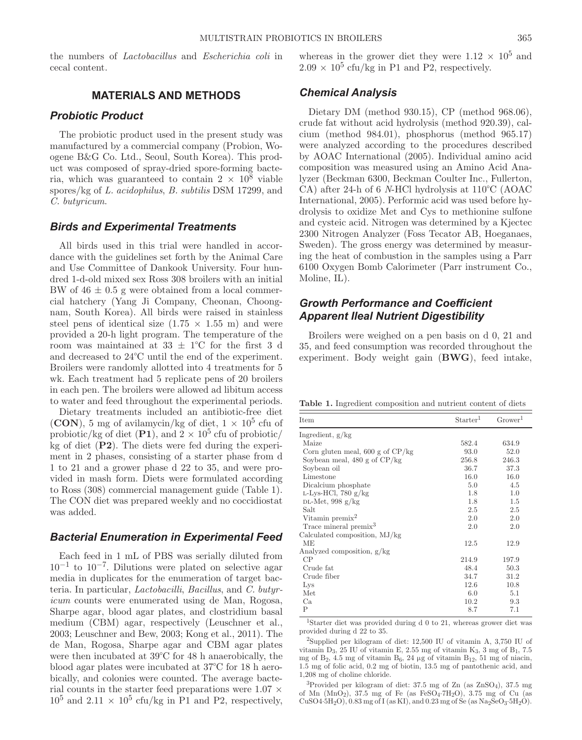the numbers of *Lactobacillus* and *Escherichia coli* in cecal content.

## MATERIALS AND METHODS

### *Probiotic Product*

The probiotic product used in the present study was manufactured by a commercial company (Probion, Woogene B&G Co. Ltd., Seoul, South Korea). This product was composed of spray-dried spore-forming bacteria, which was guaranteed to contain $2 \times 10^8$ viable spores/kg of *L. acidophilus*, *B. subtilis* DSM 17299, and *C. butyricum*.

### *Birds and Experimental Treatments*

All birds used in this trial were handled in accordance with the guidelines set forth by the Animal Care and Use Committee of Dankook University. Four hundred 1-d-old mixed sex Ross 308 broilers with an initial BW of $46 \pm 0.5$ g were obtained from a local commercial hatchery (Yang Ji Company, Cheonan, Choongnam, South Korea). All birds were raised in stainless steel pens of identical size ($1.75 \times 1.55$ m) and were provided a 20-h light program. The temperature of the room was maintained at $33 \pm 1$°C for the first 3 d and decreased to 24°C until the end of the experiment. Broilers were randomly allotted into 4 treatments for 5 wk. Each treatment had 5 replicate pens of 20 broilers in each pen. The broilers were allowed ad libitum access to water and feed throughout the experimental periods.

Dietary treatments included an antibiotic-free diet (**CON**), 5 mg of avilamycin/kg of diet, $1 \times 10^5$ cfu of probiotic/kg of diet (**P1**), and $2 \times 10^5$ cfu of probiotic/kg of diet (**P2**). The diets were fed during the experiment in 2 phases, consisting of a starter phase from d 1 to 21 and a grower phase d 22 to 35, and were provided in mash form. Diets were formulated according to Ross (308) commercial management guide (Table 1). The CON diet was prepared weekly and no coccidiostat was added.

### *Bacterial Enumeration in Experimental Feed*

Each feed in 1 mL of PBS was serially diluted from $10^{-1}$ to $10^{-7}$. Dilutions were plated on selective agar media in duplicates for the enumeration of target bacteria. In particular, *Lactobacilli*, *Bacillus*, and *C. butyricum* counts were enumerated using de Man, Rogosa, Sharpe agar, blood agar plates, and clostridium basal medium (CBM) agar, respectively (Leuschner et al., 2003; Leuschner and Bew, 2003; Kong et al., 2011). The de Man, Rogosa, Sharpe agar and CBM agar plates were then incubated at 39°C for 48 h anaerobically, the blood agar plates were incubated at 37°C for 18 h aerobically, and colonies were counted. The average bacterial counts in the starter feed preparations were $1.07 \times 10^5$ and $2.11 \times 10^5$ cfu/kg in P1 and P2, respectively, whereas in the grower diet they were $1.12 \times 10^5$ and $2.09 \times 10^5$ cfu/kg in P1 and P2, respectively.

### *Chemical Analysis*

Dietary DM (method 930.15), CP (method 968.06), crude fat without acid hydrolysis (method 920.39), calcium (method 984.01), phosphorus (method 965.17) were analyzed according to the procedures described by AOAC International (2005). Individual amino acid composition was measured using an Amino Acid Analyzer (Beckman 6300, Beckman Coulter Inc., Fullerton, CA) after 24-h of 6 *N*-HCl hydrolysis at 110°C (AOAC International, 2005). Performic acid was used before hydrolysis to oxidize Met and Cys to methionine sulfone and cysteic acid. Nitrogen was determined by a Kjectec 2300 Nitrogen Analyzer (Foss Tecator AB, Hoeganaes, Sweden). The gross energy was determined by measuring the heat of combustion in the samples using a Parr 6100 Oxygen Bomb Calorimeter (Parr instrument Co., Moline, IL).

### *Growth Performance and Coefficient Apparent Ileal Nutrient Digestibility*

Broilers were weighed on a pen basis on d 0, 21 and 35, and feed consumption was recorded throughout the experiment. Body weight gain (**BWG**), feed intake,

**Table 1.** Ingredient composition and nutrient content of diets

| Item | Starter[1] | Grower[1] |
|---|---|---|
| Ingredient, g/kg | | |
| Maize | 582.4 | 634.9 |
| Corn gluten meal, 600 g of CP/kg | 93.0 | 52.0 |
| Soybean meal, 480 g of CP/kg | 256.8 | 246.3 |
| Soybean oil | 36.7 | 37.3 |
| Limestone | 16.0 | 16.0 |
| Dicalcium phosphate | 5.0 | 4.5 |
| L-Lys-HCl, 780 g/kg | 1.8 | 1.0 |
| DL-Met, 998 g/kg | 1.8 | 1.5 |
| Salt | 2.5 | 2.5 |
| Vitamin premix[2] | 2.0 | 2.0 |
| Trace mineral premix[3] | 2.0 | 2.0 |
| Calculated composition, MJ/kg | | |
| ME | 12.5 | 12.9 |
| Analyzed composition, g/kg | | |
| CP | 214.9 | 197.9 |
| Crude fat | 48.4 | 50.3 |
| Crude fiber | 34.7 | 31.2 |
| Lys | 12.6 | 10.8 |
| Met | 6.0 | 5.1 |
| Ca | 10.2 | 9.3 |
| P | 8.7 | 7.1 |

[1]Starter diet was provided during d 0 to 21, whereas grower diet was provided during d 22 to 35.

[2]Supplied per kilogram of diet: 12,500 IU of vitamin A, 3,750 IU of vitamin $D_3$, 25 IU of vitamin E, 2.55 mg of vitamin $K_3$, 3 mg of $B_1$, 7.5 mg of $B_2$, 4.5 mg of vitamin $B_6$, 24 μg of vitamin $B_{12}$, 51 mg of niacin, 1.5 mg of folic acid, 0.2 mg of biotin, 13.5 mg of pantothenic acid, and 1,208 mg of choline chloride.

[3]Provided per kilogram of diet: 37.5 mg of Zn (as $ZnSO_4$), 37.5 mg of Mn ($MnO_2$), 37.5 mg of Fe (as $FeSO_4 \cdot 7H_2O$), 3.75 mg of Cu (as $CuSO_4 \cdot 5H_2O$), 0.83 mg of I (as KI), and 0.23 mg of Se (as $Na_2SeO_3 \cdot 5H_2O$).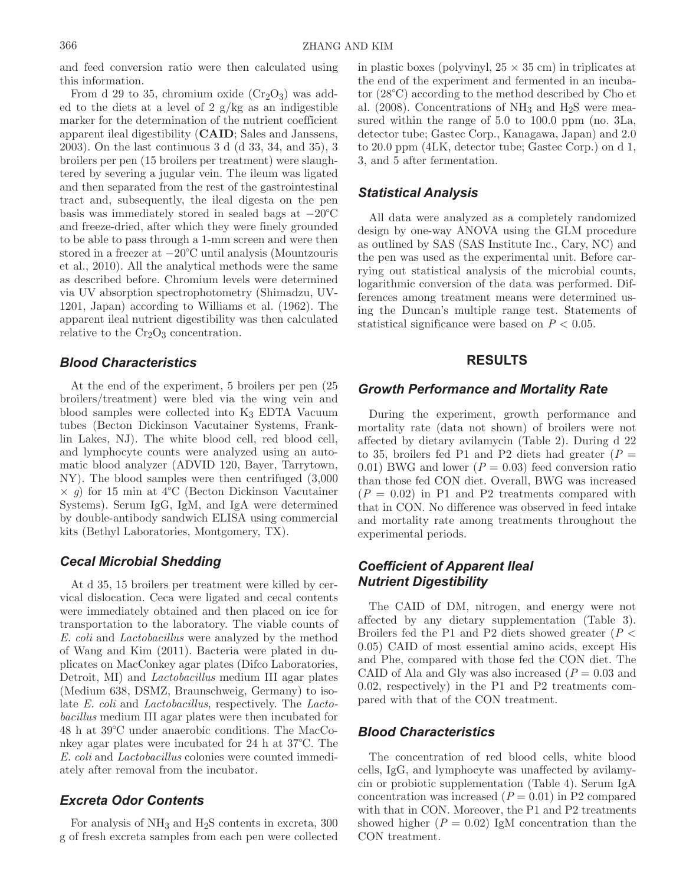and feed conversion ratio were then calculated using this information.

From d 29 to 35, chromium oxide ($Cr_2O_3$) was added to the diets at a level of 2 g/kg as an indigestible marker for the determination of the nutrient coefficient apparent ileal digestibility (**CAID**; Sales and Janssens, 2003). On the last continuous 3 d (d 33, 34, and 35), 3 broilers per pen (15 broilers per treatment) were slaughtered by severing a jugular vein. The ileum was ligated and then separated from the rest of the gastrointestinal tract and, subsequently, the ileal digesta on the pen basis was immediately stored in sealed bags at −20°C and freeze-dried, after which they were finely grounded to be able to pass through a 1-mm screen and were then stored in a freezer at −20°C until analysis (Mountzouris et al., 2010). All the analytical methods were the same as described before. Chromium levels were determined via UV absorption spectrophotometry (Shimadzu, UV-1201, Japan) according to Williams et al. (1962). The apparent ileal nutrient digestibility was then calculated relative to the $Cr_2O_3$ concentration.

### Blood Characteristics

At the end of the experiment, 5 broilers per pen (25 broilers/treatment) were bled via the wing vein and blood samples were collected into $K_3$ EDTA Vacuum tubes (Becton Dickinson Vacutainer Systems, Franklin Lakes, NJ). The white blood cell, red blood cell, and lymphocyte counts were analyzed using an automatic blood analyzer (ADVID 120, Bayer, Tarrytown, NY). The blood samples were then centrifuged (3,000 × *g*) for 15 min at 4°C (Becton Dickinson Vacutainer Systems). Serum IgG, IgM, and IgA were determined by double-antibody sandwich ELISA using commercial kits (Bethyl Laboratories, Montgomery, TX).

### Cecal Microbial Shedding

At d 35, 15 broilers per treatment were killed by cervical dislocation. Ceca were ligated and cecal contents were immediately obtained and then placed on ice for transportation to the laboratory. The viable counts of *E. coli* and *Lactobacillus* were analyzed by the method of Wang and Kim (2011). Bacteria were plated in duplicates on MacConkey agar plates (Difco Laboratories, Detroit, MI) and *Lactobacillus* medium III agar plates (Medium 638, DSMZ, Braunschweig, Germany) to isolate *E. coli* and *Lactobacillus*, respectively. The *Lactobacillus* medium III agar plates were then incubated for 48 h at 39°C under anaerobic conditions. The MacConkey agar plates were incubated for 24 h at 37°C. The *E. coli* and *Lactobacillus* colonies were counted immediately after removal from the incubator.

### Excreta Odor Contents

For analysis of $NH_3$ and $H_2S$ contents in excreta, 300 g of fresh excreta samples from each pen were collected in plastic boxes (polyvinyl, 25 × 35 cm) in triplicates at the end of the experiment and fermented in an incubator (28°C) according to the method described by Cho et al. (2008). Concentrations of $NH_3$ and $H_2S$ were measured within the range of 5.0 to 100.0 ppm (no. 3La, detector tube; Gastec Corp., Kanagawa, Japan) and 2.0 to 20.0 ppm (4LK, detector tube; Gastec Corp.) on d 1, 3, and 5 after fermentation.

### Statistical Analysis

All data were analyzed as a completely randomized design by one-way ANOVA using the GLM procedure as outlined by SAS (SAS Institute Inc., Cary, NC) and the pen was used as the experimental unit. Before carrying out statistical analysis of the microbial counts, logarithmic conversion of the data was performed. Differences among treatment means were determined using the Duncan's multiple range test. Statements of statistical significance were based on $P < 0.05$.

## RESULTS

### Growth Performance and Mortality Rate

During the experiment, growth performance and mortality rate (data not shown) of broilers were not affected by dietary avilamycin (Table 2). During d 22 to 35, broilers fed P1 and P2 diets had greater ($P = 0.01$) BWG and lower ($P = 0.03$) feed conversion ratio than those fed CON diet. Overall, BWG was increased ($P = 0.02$) in P1 and P2 treatments compared with that in CON. No difference was observed in feed intake and mortality rate among treatments throughout the experimental periods.

### Coefficient of Apparent Ileal Nutrient Digestibility

The CAID of DM, nitrogen, and energy were not affected by any dietary supplementation (Table 3). Broilers fed the P1 and P2 diets showed greater ($P < 0.05$) CAID of most essential amino acids, except His and Phe, compared with those fed the CON diet. The CAID of Ala and Gly was also increased ($P = 0.03$ and 0.02, respectively) in the P1 and P2 treatments compared with that of the CON treatment.

### Blood Characteristics

The concentration of red blood cells, white blood cells, IgG, and lymphocyte was unaffected by avilamycin or probiotic supplementation (Table 4). Serum IgA concentration was increased ($P = 0.01$) in P2 compared with that in CON. Moreover, the P1 and P2 treatments showed higher ($P = 0.02$) IgM concentration than the CON treatment.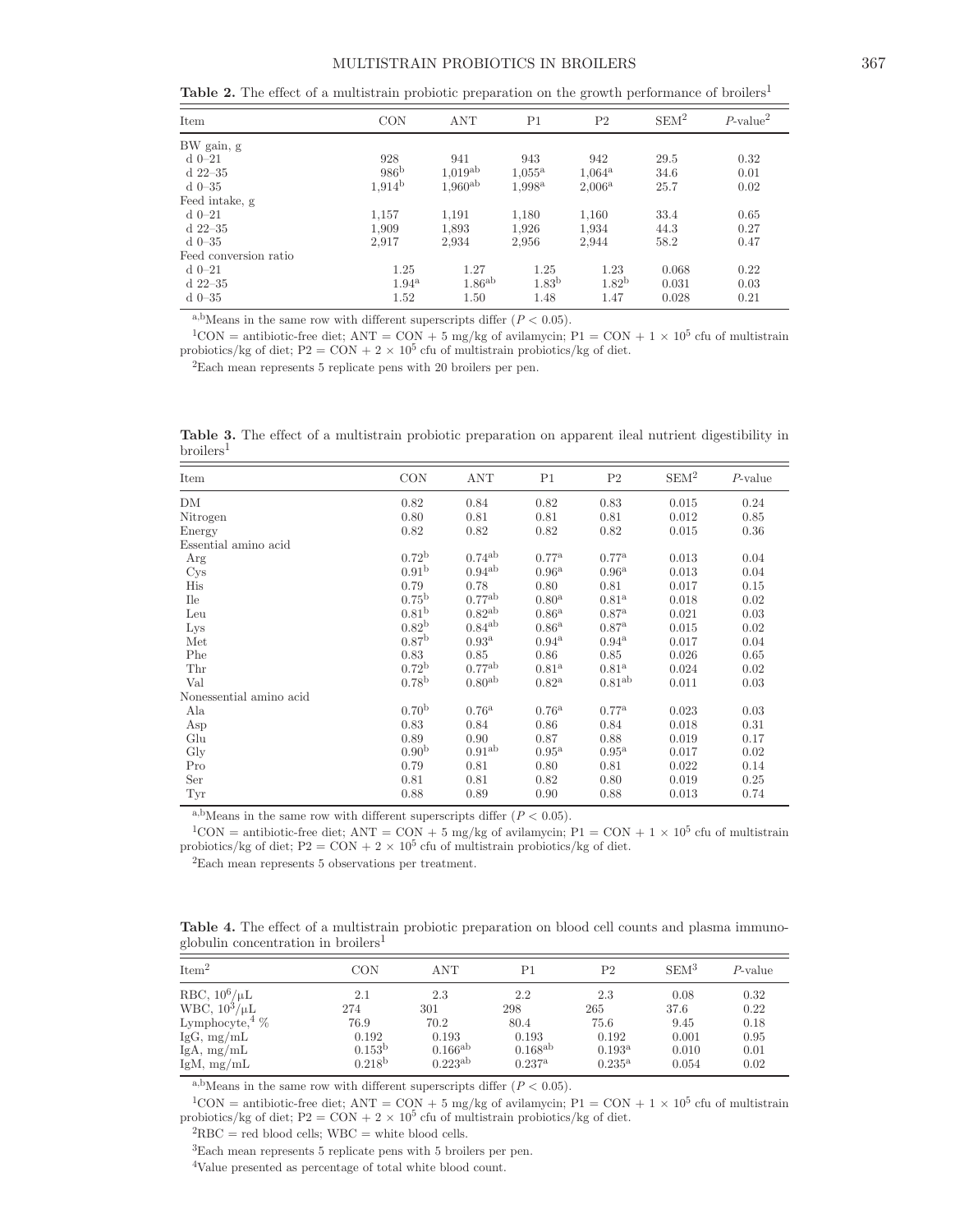**Table 2.** The effect of a multistrain probiotic preparation on the growth performance of broilers[1]

| Item | CON | ANT | P1 | P2 | SEM[2] | $P$-value[2] |
|---|---|---|---|---|---|---|
| BW gain, g | | | | | | |
| d 0–21 | 928 | 941 | 943 | 942 | 29.5 | 0.32 |
| d 22–35 | 986[b] | 1,019[ab] | 1,055[a] | 1,064[a] | 34.6 | 0.01 |
| d 0–35 | 1,914[b] | 1,960[ab] | 1,998[a] | 2,006[a] | 25.7 | 0.02 |
| Feed intake, g | | | | | | |
| d 0–21 | 1,157 | 1,191 | 1,180 | 1,160 | 33.4 | 0.65 |
| d 22–35 | 1,909 | 1,893 | 1,926 | 1,934 | 44.3 | 0.27 |
| d 0–35 | 2,917 | 2,934 | 2,956 | 2,944 | 58.2 | 0.47 |
| Feed conversion ratio | | | | | | |
| d 0–21 | 1.25 | 1.27 | 1.25 | 1.23 | 0.068 | 0.22 |
| d 22–35 | 1.94[a] | 1.86[ab] | 1.83[b] | 1.82[b] | 0.031 | 0.03 |
| d 0–35 | 1.52 | 1.50 | 1.48 | 1.47 | 0.028 | 0.21 |

[a,b]Means in the same row with different superscripts differ ($P < 0.05$).

[1]CON = antibiotic-free diet; ANT = CON + 5 mg/kg of avilamycin; P1 = CON + $1 \times 10^5$ cfu of multistrain probiotics/kg of diet; P2 = CON + $2 \times 10^5$ cfu of multistrain probiotics/kg of diet.

[2]Each mean represents 5 replicate pens with 20 broilers per pen.

**Table 3.** The effect of a multistrain probiotic preparation on apparent ileal nutrient digestibility in broilers[1]

| Item | CON | ANT | P1 | P2 | SEM[2] | $P$-value |
|---|---|---|---|---|---|---|
| DM | 0.82 | 0.84 | 0.82 | 0.83 | 0.015 | 0.24 |
| Nitrogen | 0.80 | 0.81 | 0.81 | 0.81 | 0.012 | 0.85 |
| Energy | 0.82 | 0.82 | 0.82 | 0.82 | 0.015 | 0.36 |
| Essential amino acid | | | | | | |
| Arg | 0.72[b] | 0.74[ab] | 0.77[a] | 0.77[a] | 0.013 | 0.04 |
| Cys | 0.91[b] | 0.94[ab] | 0.96[a] | 0.96[a] | 0.013 | 0.04 |
| His | 0.79 | 0.78 | 0.80 | 0.81 | 0.017 | 0.15 |
| Ile | 0.75[b] | 0.77[ab] | 0.80[a] | 0.81[a] | 0.018 | 0.02 |
| Leu | 0.81[b] | 0.82[ab] | 0.86[a] | 0.87[a] | 0.021 | 0.03 |
| Lys | 0.82[b] | 0.84[ab] | 0.86[a] | 0.87[a] | 0.015 | 0.02 |
| Met | 0.87[b] | 0.93[a] | 0.94[a] | 0.94[a] | 0.017 | 0.04 |
| Phe | 0.83 | 0.85 | 0.86 | 0.85 | 0.026 | 0.65 |
| Thr | 0.72[b] | 0.77[ab] | 0.81[a] | 0.81[a] | 0.024 | 0.02 |
| Val | 0.78[b] | 0.80[ab] | 0.82[a] | 0.81[ab] | 0.011 | 0.03 |
| Nonessential amino acid | | | | | | |
| Ala | 0.70[b] | 0.76[a] | 0.76[a] | 0.77[a] | 0.023 | 0.03 |
| Asp | 0.83 | 0.84 | 0.86 | 0.84 | 0.018 | 0.31 |
| Glu | 0.89 | 0.90 | 0.87 | 0.88 | 0.019 | 0.17 |
| Gly | 0.90[b] | 0.91[ab] | 0.95[a] | 0.95[a] | 0.017 | 0.02 |
| Pro | 0.79 | 0.81 | 0.80 | 0.81 | 0.022 | 0.14 |
| Ser | 0.81 | 0.81 | 0.82 | 0.80 | 0.019 | 0.25 |
| Tyr | 0.88 | 0.89 | 0.90 | 0.88 | 0.013 | 0.74 |

[a,b]Means in the same row with different superscripts differ ($P < 0.05$).

[1]CON = antibiotic-free diet; ANT = CON + 5 mg/kg of avilamycin; P1 = CON + $1 \times 10^5$ cfu of multistrain probiotics/kg of diet; P2 = CON + $2 \times 10^5$ cfu of multistrain probiotics/kg of diet.

[2]Each mean represents 5 observations per treatment.

**Table 4.** The effect of a multistrain probiotic preparation on blood cell counts and plasma immunoglobulin concentration in broilers[1]

| Item[2] | CON | ANT | P1 | P2 | SEM[3] | $P$-value |
|---|---|---|---|---|---|---|
| RBC, $10^6$/μL | 2.1 | 2.3 | 2.2 | 2.3 | 0.08 | 0.32 |
| WBC, $10^3$/μL | 274 | 301 | 298 | 265 | 37.6 | 0.22 |
| Lymphocyte,[4] % | 76.9 | 70.2 | 80.4 | 75.6 | 9.45 | 0.18 |
| IgG, mg/mL | 0.192 | 0.193 | 0.193 | 0.192 | 0.001 | 0.95 |
| IgA, mg/mL | 0.153[b] | 0.166[ab] | 0.168[ab] | 0.193[a] | 0.010 | 0.01 |
| IgM, mg/mL | 0.218[b] | 0.223[ab] | 0.237[a] | 0.235[a] | 0.054 | 0.02 |

[a,b]Means in the same row with different superscripts differ ($P < 0.05$).

[1]CON = antibiotic-free diet; ANT = CON + 5 mg/kg of avilamycin; P1 = CON + $1 \times 10^5$ cfu of multistrain probiotics/kg of diet; P2 = CON + $2 \times 10^5$ cfu of multistrain probiotics/kg of diet.

[2]RBC = red blood cells; WBC = white blood cells.

[3]Each mean represents 5 replicate pens with 5 broilers per pen.

[4]Value presented as percentage of total white blood count.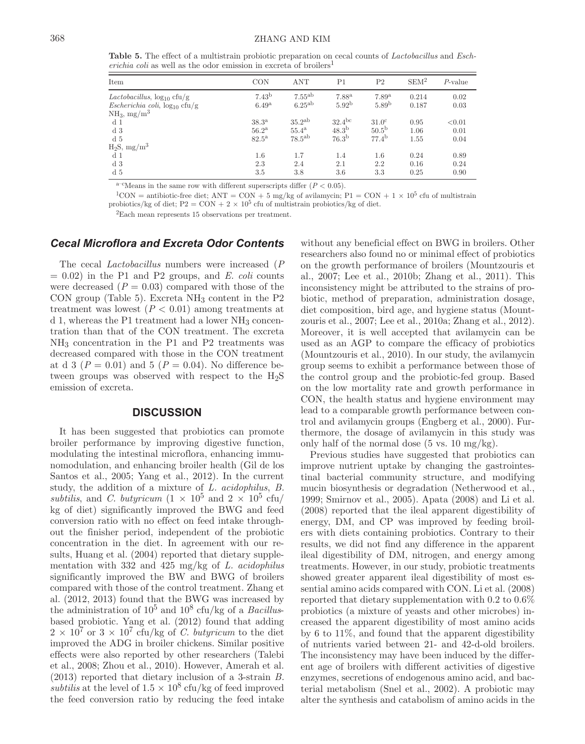**Table 5.** The effect of a multistrain probiotic preparation on cecal counts of *Lactobacillus* and *Escherichia coli* as well as the odor emission in excreta of broilers[1]

| Item | CON | ANT | P1 | P2 | SEM[2] | *P*-value |
|---|---|---|---|---|---|---|
| *Lactobacillus*, $\log_{10}$ cfu/g | $7.43^{b}$ | $7.55^{ab}$ | $7.88^{a}$ | $7.89^{a}$ | 0.214 | 0.02 |
| *Escherichia coli*, $\log_{10}$ cfu/g | $6.49^{a}$ | $6.25^{ab}$ | $5.92^{b}$ | $5.89^{b}$ | 0.187 | 0.03 |
| $NH_3$, mg/m$^3$ | | | | | | |
| d 1 | $38.3^{a}$ | $35.2^{ab}$ | $32.4^{bc}$ | $31.0^{c}$ | 0.95 | <0.01 |
| d 3 | $56.2^{a}$ | $55.4^{a}$ | $48.3^{b}$ | $50.5^{b}$ | 1.06 | 0.01 |
| d 5 | $82.5^{a}$ | $78.5^{ab}$ | $76.3^{b}$ | $77.4^{b}$ | 1.55 | 0.04 |
| $H_2S$, mg/m$^3$ | | | | | | |
| d 1 | 1.6 | 1.7 | 1.4 | 1.6 | 0.24 | 0.89 |
| d 3 | 2.3 | 2.4 | 2.1 | 2.2 | 0.16 | 0.24 |
| d 5 | 3.5 | 3.8 | 3.6 | 3.3 | 0.25 | 0.90 |

[a–c]Means in the same row with different superscripts differ ($P < 0.05$).

[1]CON = antibiotic-free diet; ANT = CON + 5 mg/kg of avilamycin; P1 = CON + $1 \times 10^5$ cfu of multistrain probiotics/kg of diet; P2 = CON + $2 \times 10^5$ cfu of multistrain probiotics/kg of diet.

[2]Each mean represents 15 observations per treatment.

### Cecal Microflora and Excreta Odor Contents

The cecal *Lactobacillus* numbers were increased ($P = 0.02$) in the P1 and P2 groups, and *E. coli* counts were decreased ($P = 0.03$) compared with those of the CON group (Table 5). Excreta $NH_3$ content in the P2 treatment was lowest ($P < 0.01$) among treatments at d 1, whereas the P1 treatment had a lower $NH_3$ concentration than that of the CON treatment. The excreta $NH_3$ concentration in the P1 and P2 treatments was decreased compared with those in the CON treatment at d 3 ($P = 0.01$) and 5 ($P = 0.04$). No difference between groups was observed with respect to the $H_2S$ emission of excreta.

## DISCUSSION

It has been suggested that probiotics can promote broiler performance by improving digestive function, modulating the intestinal microflora, enhancing immunomodulation, and enhancing broiler health (Gil de los Santos et al., 2005; Yang et al., 2012). In the current study, the addition of a mixture of *L. acidophilus*, *B. subtilis*, and *C. butyricum* ($1 \times 10^5$ and $2 \times 10^5$ cfu/kg of diet) significantly improved the BWG and feed conversion ratio with no effect on feed intake throughout the finisher period, independent of the probiotic concentration in the diet. In agreement with our results, Huang et al. (2004) reported that dietary supplementation with 332 and 425 mg/kg of *L. acidophilus* significantly improved the BW and BWG of broilers compared with those of the control treatment. Zhang et al. (2012, 2013) found that the BWG was increased by the administration of $10^5$ and $10^8$ cfu/kg of a *Bacillus*-based probiotic. Yang et al. (2012) found that adding $2 \times 10^7$ or $3 \times 10^7$ cfu/kg of *C. butyricum* to the diet improved the ADG in broiler chickens. Similar positive effects were also reported by other researchers (Talebi et al., 2008; Zhou et al., 2010). However, Amerah et al. (2013) reported that dietary inclusion of a 3-strain *B. subtilis* at the level of $1.5 \times 10^8$ cfu/kg of feed improved the feed conversion ratio by reducing the feed intake without any beneficial effect on BWG in broilers. Other researchers also found no or minimal effect of probiotics on the growth performance of broilers (Mountzouris et al., 2007; Lee et al., 2010b; Zhang et al., 2011). This inconsistency might be attributed to the strains of probiotic, method of preparation, administration dosage, diet composition, bird age, and hygiene status (Mountzouris et al., 2007; Lee et al., 2010a; Zhang et al., 2012). Moreover, it is well accepted that avilamycin can be used as an AGP to compare the efficacy of probiotics (Mountzouris et al., 2010). In our study, the avilamycin group seems to exhibit a performance between those of the control group and the probiotic-fed group. Based on the low mortality rate and growth performance in CON, the health status and hygiene environment may lead to a comparable growth performance between control and avilamycin groups (Engberg et al., 2000). Furthermore, the dosage of avilamycin in this study was only half of the normal dose (5 vs. 10 mg/kg).

Previous studies have suggested that probiotics can improve nutrient uptake by changing the gastrointestinal bacterial community structure, and modifying mucin biosynthesis or degradation (Netherwood et al., 1999; Smirnov et al., 2005). Apata (2008) and Li et al. (2008) reported that the ileal apparent digestibility of energy, DM, and CP was improved by feeding broilers with diets containing probiotics. Contrary to their results, we did not find any difference in the apparent ileal digestibility of DM, nitrogen, and energy among treatments. However, in our study, probiotic treatments showed greater apparent ileal digestibility of most essential amino acids compared with CON. Li et al. (2008) reported that dietary supplementation with 0.2 to 0.6% probiotics (a mixture of yeasts and other microbes) increased the apparent digestibility of most amino acids by 6 to 11%, and found that the apparent digestibility of nutrients varied between 21- and 42-d-old broilers. The inconsistency may have been induced by the different age of broilers with different activities of digestive enzymes, secretions of endogenous amino acid, and bacterial metabolism (Snel et al., 2002). A probiotic may alter the synthesis and catabolism of amino acids in the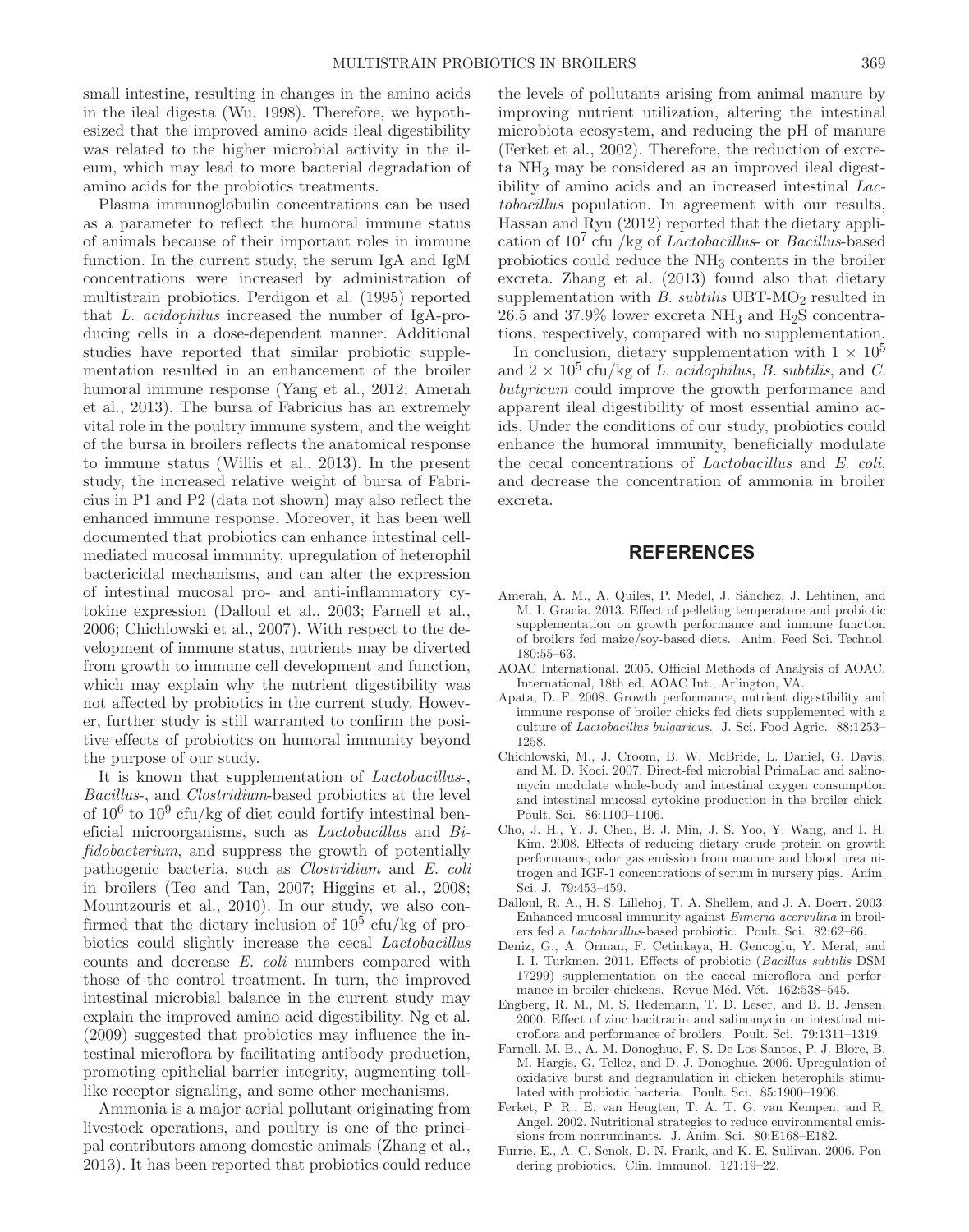small intestine, resulting in changes in the amino acids in the ileal digesta (Wu, 1998). Therefore, we hypothesized that the improved amino acids ileal digestibility was related to the higher microbial activity in the ileum, which may lead to more bacterial degradation of amino acids for the probiotics treatments.

Plasma immunoglobulin concentrations can be used as a parameter to reflect the humoral immune status of animals because of their important roles in immune function. In the current study, the serum IgA and IgM concentrations were increased by administration of multistrain probiotics. Perdigon et al. (1995) reported that *L. acidophilus* increased the number of IgA-producing cells in a dose-dependent manner. Additional studies have reported that similar probiotic supplementation resulted in an enhancement of the broiler humoral immune response (Yang et al., 2012; Amerah et al., 2013). The bursa of Fabricius has an extremely vital role in the poultry immune system, and the weight of the bursa in broilers reflects the anatomical response to immune status (Willis et al., 2013). In the present study, the increased relative weight of bursa of Fabricius in P1 and P2 (data not shown) may also reflect the enhanced immune response. Moreover, it has been well documented that probiotics can enhance intestinal cell-mediated mucosal immunity, upregulation of heterophil bactericidal mechanisms, and can alter the expression of intestinal mucosal pro- and anti-inflammatory cytokine expression (Dalloul et al., 2003; Farnell et al., 2006; Chichlowski et al., 2007). With respect to the development of immune status, nutrients may be diverted from growth to immune cell development and function, which may explain why the nutrient digestibility was not affected by probiotics in the current study. However, further study is still warranted to confirm the positive effects of probiotics on humoral immunity beyond the purpose of our study.

It is known that supplementation of *Lactobacillus*-, *Bacillus*-, and *Clostridium*-based probiotics at the level of $10^6$ to $10^9$ cfu/kg of diet could fortify intestinal beneficial microorganisms, such as *Lactobacillus* and *Bifidobacterium*, and suppress the growth of potentially pathogenic bacteria, such as *Clostridium* and *E. coli* in broilers (Teo and Tan, 2007; Higgins et al., 2008; Mountzouris et al., 2010). In our study, we also confirmed that the dietary inclusion of $10^5$ cfu/kg of probiotics could slightly increase the cecal *Lactobacillus* counts and decrease *E. coli* numbers compared with those of the control treatment. In turn, the improved intestinal microbial balance in the current study may explain the improved amino acid digestibility. Ng et al. (2009) suggested that probiotics may influence the intestinal microflora by facilitating antibody production, promoting epithelial barrier integrity, augmenting toll-like receptor signaling, and some other mechanisms.

Ammonia is a major aerial pollutant originating from livestock operations, and poultry is one of the principal contributors among domestic animals (Zhang et al., 2013). It has been reported that probiotics could reduce the levels of pollutants arising from animal manure by improving nutrient utilization, altering the intestinal microbiota ecosystem, and reducing the pH of manure (Ferket et al., 2002). Therefore, the reduction of excreta $NH_3$ may be considered as an improved ileal digestibility of amino acids and an increased intestinal *Lactobacillus* population. In agreement with our results, Hassan and Ryu (2012) reported that the dietary application of $10^7$ cfu /kg of *Lactobacillus*- or *Bacillus*-based probiotics could reduce the $NH_3$ contents in the broiler excreta. Zhang et al. (2013) found also that dietary supplementation with *B. subtilis* UBT-$MO_2$ resulted in 26.5 and 37.9% lower excreta $NH_3$ and $H_2S$ concentrations, respectively, compared with no supplementation.

In conclusion, dietary supplementation with $1 \times 10^5$ and $2 \times 10^5$ cfu/kg of *L. acidophilus*, *B. subtilis*, and *C. butyricum* could improve the growth performance and apparent ileal digestibility of most essential amino acids. Under the conditions of our study, probiotics could enhance the humoral immunity, beneficially modulate the cecal concentrations of *Lactobacillus* and *E. coli*, and decrease the concentration of ammonia in broiler excreta.

## REFERENCES

Amerah, A. M., A. Quiles, P. Medel, J. Sánchez, J. Lehtinen, and M. I. Gracia. 2013. Effect of pelleting temperature and probiotic supplementation on growth performance and immune function of broilers fed maize/soy-based diets. Anim. Feed Sci. Technol. 180:55–63.

AOAC International. 2005. Official Methods of Analysis of AOAC. International, 18th ed. AOAC Int., Arlington, VA.

Apata, D. F. 2008. Growth performance, nutrient digestibility and immune response of broiler chicks fed diets supplemented with a culture of *Lactobacillus bulgaricus*. J. Sci. Food Agric. 88:1253–1258.

Chichlowski, M., J. Croom, B. W. McBride, L. Daniel, G. Davis, and M. D. Koci. 2007. Direct-fed microbial PrimaLac and salinomycin modulate whole-body and intestinal oxygen consumption and intestinal mucosal cytokine production in the broiler chick. Poult. Sci. 86:1100–1106.

Cho, J. H., Y. J. Chen, B. J. Min, J. S. Yoo, Y. Wang, and I. H. Kim. 2008. Effects of reducing dietary crude protein on growth performance, odor gas emission from manure and blood urea nitrogen and IGF-1 concentrations of serum in nursery pigs. Anim. Sci. J. 79:453–459.

Dalloul, R. A., H. S. Lillehoj, T. A. Shellem, and J. A. Doerr. 2003. Enhanced mucosal immunity against *Eimeria acervulina* in broilers fed a *Lactobacillus*-based probiotic. Poult. Sci. 82:62–66.

Deniz, G., A. Orman, F. Cetinkaya, H. Gencoglu, Y. Meral, and I. I. Turkmen. 2011. Effects of probiotic (*Bacillus subtilis* DSM 17299) supplementation on the caecal microflora and performance in broiler chickens. Revue Méd. Vét. 162:538–545.

Engberg, R. M., M. S. Hedemann, T. D. Leser, and B. B. Jensen. 2000. Effect of zinc bacitracin and salinomycin on intestinal microflora and performance of broilers. Poult. Sci. 79:1311–1319.

Farnell, M. B., A. M. Donoghue, F. S. De Los Santos, P. J. Blore, B. M. Hargis, G. Tellez, and D. J. Donoghue. 2006. Upregulation of oxidative burst and degranulation in chicken heterophils stimulated with probiotic bacteria. Poult. Sci. 85:1900–1906.

Ferket, P. R., E. van Heugten, T. A. T. G. van Kempen, and R. Angel. 2002. Nutritional strategies to reduce environmental emissions from nonruminants. J. Anim. Sci. 80:E168–E182.

Furrie, E., A. C. Senok, D. N. Frank, and K. E. Sullivan. 2006. Pondering probiotics. Clin. Immunol. 121:19–22.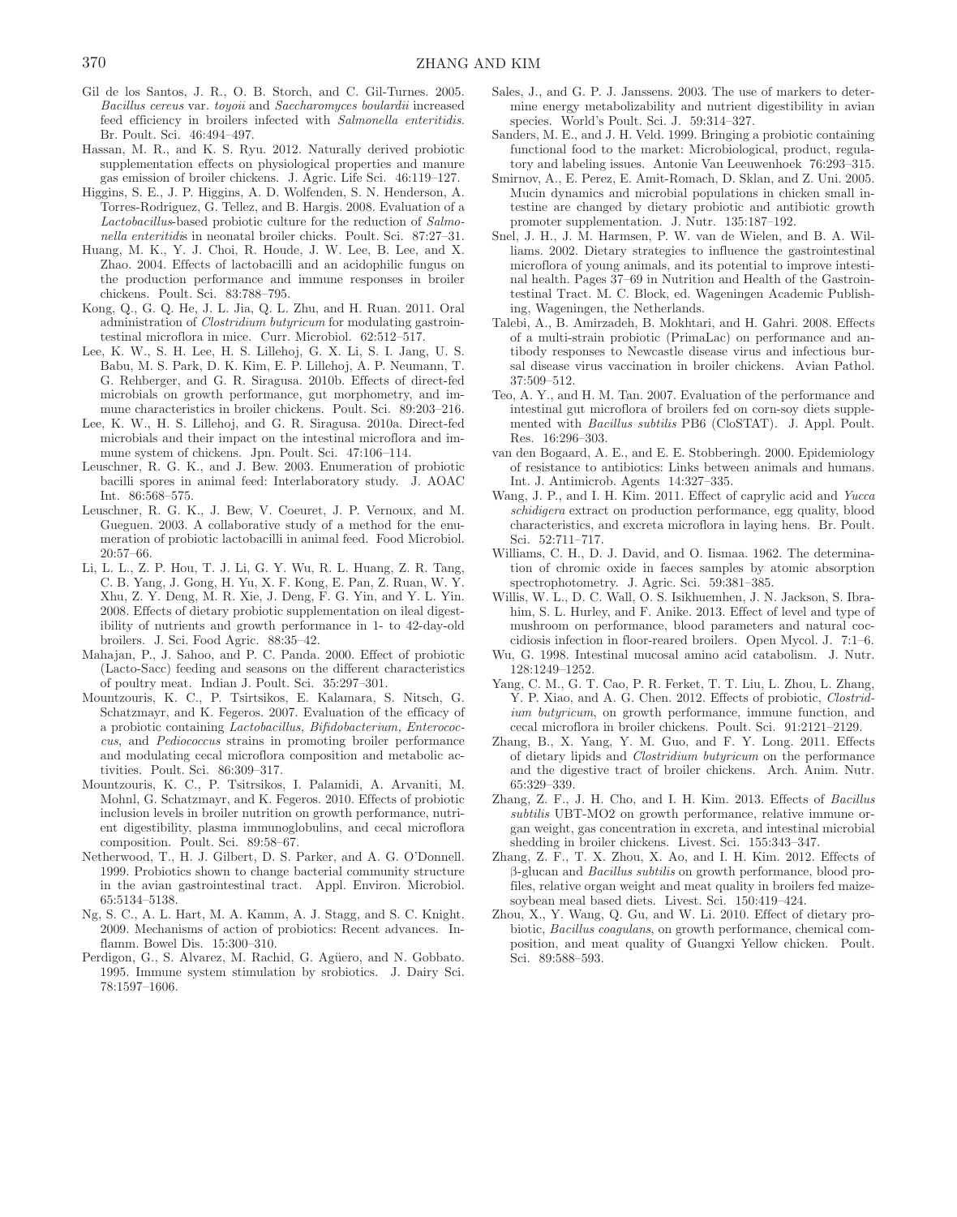Gil de los Santos, J. R., O. B. Storch, and C. Gil-Turnes. 2005. *Bacillus cereus* var. *toyoii* and *Saccharomyces boulardii* increased feed efficiency in broilers infected with *Salmonella enteritidis*. Br. Poult. Sci. 46:494–497.

Hassan, M. R., and K. S. Ryu. 2012. Naturally derived probiotic supplementation effects on physiological properties and manure gas emission of broiler chickens. J. Agric. Life Sci. 46:119–127.

Higgins, S. E., J. P. Higgins, A. D. Wolfenden, S. N. Henderson, A. Torres-Rodriguez, G. Tellez, and B. Hargis. 2008. Evaluation of a *Lactobacillus*-based probiotic culture for the reduction of *Salmonella enteritidis* in neonatal broiler chicks. Poult. Sci. 87:27–31.

Huang, M. K., Y. J. Choi, R. Houde, J. W. Lee, B. Lee, and X. Zhao. 2004. Effects of lactobacilli and an acidophilic fungus on the production performance and immune responses in broiler chickens. Poult. Sci. 83:788–795.

Kong, Q., G. Q. He, J. L. Jia, Q. L. Zhu, and H. Ruan. 2011. Oral administration of *Clostridium butyricum* for modulating gastrointestinal microflora in mice. Curr. Microbiol. 62:512–517.

Lee, K. W., S. H. Lee, H. S. Lillehoj, G. X. Li, S. I. Jang, U. S. Babu, M. S. Park, D. K. Kim, E. P. Lillehoj, A. P. Neumann, T. G. Rehberger, and G. R. Siragusa. 2010b. Effects of direct-fed microbials on growth performance, gut morphometry, and immune characteristics in broiler chickens. Poult. Sci. 89:203–216.

Lee, K. W., H. S. Lillehoj, and G. R. Siragusa. 2010a. Direct-fed microbials and their impact on the intestinal microflora and immune system of chickens. Jpn. Poult. Sci. 47:106–114.

Leuschner, R. G. K., and J. Bew. 2003. Enumeration of probiotic bacilli spores in animal feed: Interlaboratory study. J. AOAC Int. 86:568–575.

Leuschner, R. G. K., J. Bew, V. Coeuret, J. P. Vernoux, and M. Gueguen. 2003. A collaborative study of a method for the enumeration of probiotic lactobacilli in animal feed. Food Microbiol. 20:57–66.

Li, L. L., Z. P. Hou, T. J. Li, G. Y. Wu, R. L. Huang, Z. R. Tang, C. B. Yang, J. Gong, H. Yu, X. F. Kong, E. Pan, Z. Ruan, W. Y. Xhu, Z. Y. Deng, M. R. Xie, J. Deng, F. G. Yin, and Y. L. Yin. 2008. Effects of dietary probiotic supplementation on ileal digestibility of nutrients and growth performance in 1- to 42-day-old broilers. J. Sci. Food Agric. 88:35–42.

Mahajan, P., J. Sahoo, and P. C. Panda. 2000. Effect of probiotic (Lacto-Sacc) feeding and seasons on the different characteristics of poultry meat. Indian J. Poult. Sci. 35:297–301.

Mountzouris, K. C., P. Tsirtsikos, E. Kalamara, S. Nitsch, G. Schatzmayr, and K. Fegeros. 2007. Evaluation of the efficacy of a probiotic containing *Lactobacillus, Bifidobacterium, Enterococcus*, and *Pediococcus* strains in promoting broiler performance and modulating cecal microflora composition and metabolic activities. Poult. Sci. 86:309–317.

Mountzouris, K. C., P. Tsirtsikos, I. Palamidi, A. Arvaniti, M. Mohnl, G. Schatzmayr, and K. Fegeros. 2010. Effects of probiotic inclusion levels in broiler nutrition on growth performance, nutrient digestibility, plasma immunoglobulins, and cecal microflora composition. Poult. Sci. 89:58–67.

Netherwood, T., H. J. Gilbert, D. S. Parker, and A. G. O'Donnell. 1999. Probiotics shown to change bacterial community structure in the avian gastrointestinal tract. Appl. Environ. Microbiol. 65:5134–5138.

Ng, S. C., A. L. Hart, M. A. Kamm, A. J. Stagg, and S. C. Knight. 2009. Mechanisms of action of probiotics: Recent advances. Inflamm. Bowel Dis. 15:300–310.

Perdigon, G., S. Alvarez, M. Rachid, G. Agüero, and N. Gobbato. 1995. Immune system stimulation by srobiotics. J. Dairy Sci. 78:1597–1606.

Sales, J., and G. P. J. Janssens. 2003. The use of markers to determine energy metabolizability and nutrient digestibility in avian species. World's Poult. Sci. J. 59:314–327.

Sanders, M. E., and J. H. Veld. 1999. Bringing a probiotic containing functional food to the market: Microbiological, product, regulatory and labeling issues. Antonie Van Leeuwenhoek 76:293–315.

Smirnov, A., E. Perez, E. Amit-Romach, D. Sklan, and Z. Uni. 2005. Mucin dynamics and microbial populations in chicken small intestine are changed by dietary probiotic and antibiotic growth promoter supplementation. J. Nutr. 135:187–192.

Snel, J. H., J. M. Harmsen, P. W. van de Wielen, and B. A. Williams. 2002. Dietary strategies to influence the gastrointestinal microflora of young animals, and its potential to improve intestinal health. Pages 37–69 in Nutrition and Health of the Gastrointestinal Tract. M. C. Block, ed. Wageningen Academic Publishing, Wageningen, the Netherlands.

Talebi, A., B. Amirzadeh, B. Mokhtari, and H. Gahri. 2008. Effects of a multi-strain probiotic (PrimaLac) on performance and antibody responses to Newcastle disease virus and infectious bursal disease virus vaccination in broiler chickens. Avian Pathol. 37:509–512.

Teo, A. Y., and H. M. Tan. 2007. Evaluation of the performance and intestinal gut microflora of broilers fed on corn-soy diets supplemented with *Bacillus subtilis* PB6 (CloSTAT). J. Appl. Poult. Res. 16:296–303.

van den Bogaard, A. E., and E. E. Stobberingh. 2000. Epidemiology of resistance to antibiotics: Links between animals and humans. Int. J. Antimicrob. Agents 14:327–335.

Wang, J. P., and I. H. Kim. 2011. Effect of caprylic acid and *Yucca schidigera* extract on production performance, egg quality, blood characteristics, and excreta microflora in laying hens. Br. Poult. Sci. 52:711–717.

Williams, C. H., D. J. David, and O. Iismaa. 1962. The determination of chromic oxide in faeces samples by atomic absorption spectrophotometry. J. Agric. Sci. 59:381–385.

Willis, W. L., D. C. Wall, O. S. Isikhuemhen, J. N. Jackson, S. Ibrahim, S. L. Hurley, and F. Anike. 2013. Effect of level and type of mushroom on performance, blood parameters and natural coccidiosis infection in floor-reared broilers. Open Mycol. J. 7:1–6.

Wu, G. 1998. Intestinal mucosal amino acid catabolism. J. Nutr. 128:1249–1252.

Yang, C. M., G. T. Cao, P. R. Ferket, T. T. Liu, L. Zhou, L. Zhang, Y. P. Xiao, and A. G. Chen. 2012. Effects of probiotic, *Clostridium butyricum*, on growth performance, immune function, and cecal microflora in broiler chickens. Poult. Sci. 91:2121–2129.

Zhang, B., X. Yang, Y. M. Guo, and F. Y. Long. 2011. Effects of dietary lipids and *Clostridium butyricum* on the performance and the digestive tract of broiler chickens. Arch. Anim. Nutr. 65:329–339.

Zhang, Z. F., J. H. Cho, and I. H. Kim. 2013. Effects of *Bacillus subtilis* UBT-MO2 on growth performance, relative immune organ weight, gas concentration in excreta, and intestinal microbial shedding in broiler chickens. Livest. Sci. 155:343–347.

Zhang, Z. F., T. X. Zhou, X. Ao, and I. H. Kim. 2012. Effects of β-glucan and *Bacillus subtilis* on growth performance, blood profiles, relative organ weight and meat quality in broilers fed maize-soybean meal based diets. Livest. Sci. 150:419–424.

Zhou, X., Y. Wang, Q. Gu, and W. Li. 2010. Effect of dietary probiotic, *Bacillus coagulans*, on growth performance, chemical composition, and meat quality of Guangxi Yellow chicken. Poult. Sci. 89:588–593.